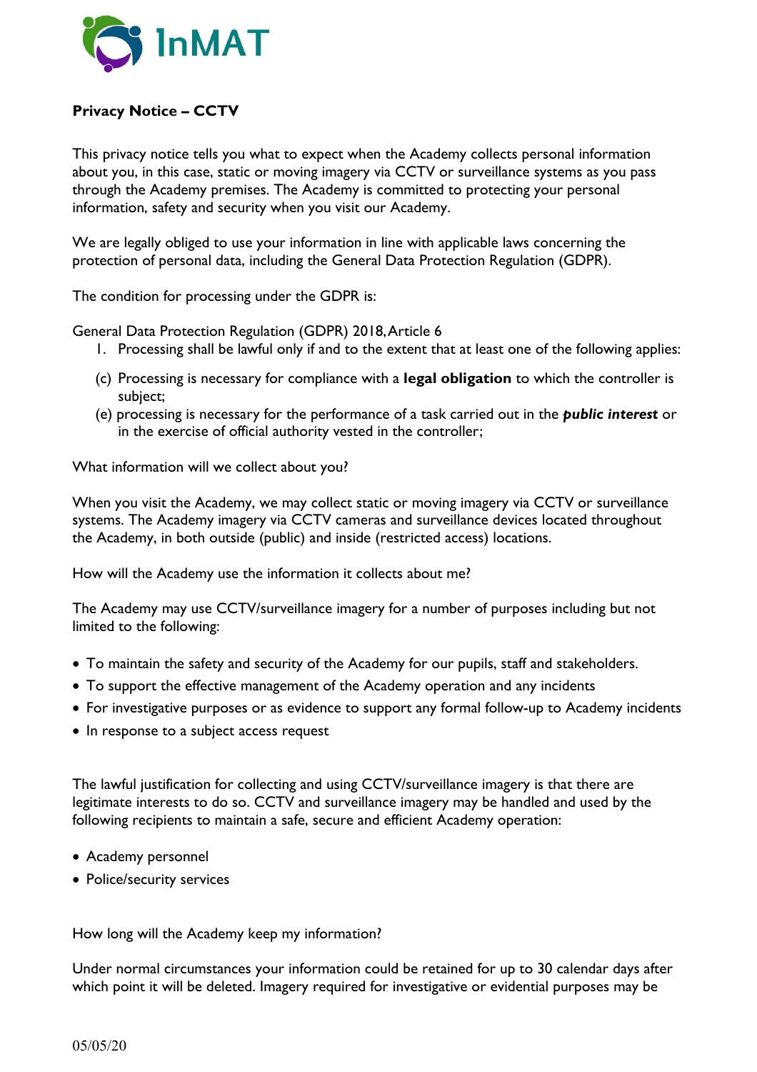**Privacy Notice – CCTV**

This privacy notice tells you what to expect when the Academy collects personal information about you, in this case, static or moving imagery via CCTV or surveillance systems as you pass through the Academy premises. The Academy is committed to protecting your personal information, safety and security when you visit our Academy.

We are legally obliged to use your information in line with applicable laws concerning the protection of personal data, including the General Data Protection Regulation (GDPR).

The condition for processing under the GDPR is:

General Data Protection Regulation (GDPR) 2018, Article 6

1. Processing shall be lawful only if and to the extent that at least one of the following applies:

(c) Processing is necessary for compliance with a **legal obligation** to which the controller is subject;

(e) processing is necessary for the performance of a task carried out in the ***public interest*** or in the exercise of official authority vested in the controller;

What information will we collect about you?

When you visit the Academy, we may collect static or moving imagery via CCTV or surveillance systems. The Academy imagery via CCTV cameras and surveillance devices located throughout the Academy, in both outside (public) and inside (restricted access) locations.

How will the Academy use the information it collects about me?

The Academy may use CCTV/surveillance imagery for a number of purposes including but not limited to the following:

- To maintain the safety and security of the Academy for our pupils, staff and stakeholders.
- To support the effective management of the Academy operation and any incidents
- For investigative purposes or as evidence to support any formal follow-up to Academy incidents
- In response to a subject access request

The lawful justification for collecting and using CCTV/surveillance imagery is that there are legitimate interests to do so. CCTV and surveillance imagery may be handled and used by the following recipients to maintain a safe, secure and efficient Academy operation:

- Academy personnel
- Police/security services

How long will the Academy keep my information?

Under normal circumstances your information could be retained for up to 30 calendar days after which point it will be deleted. Imagery required for investigative or evidential purposes may be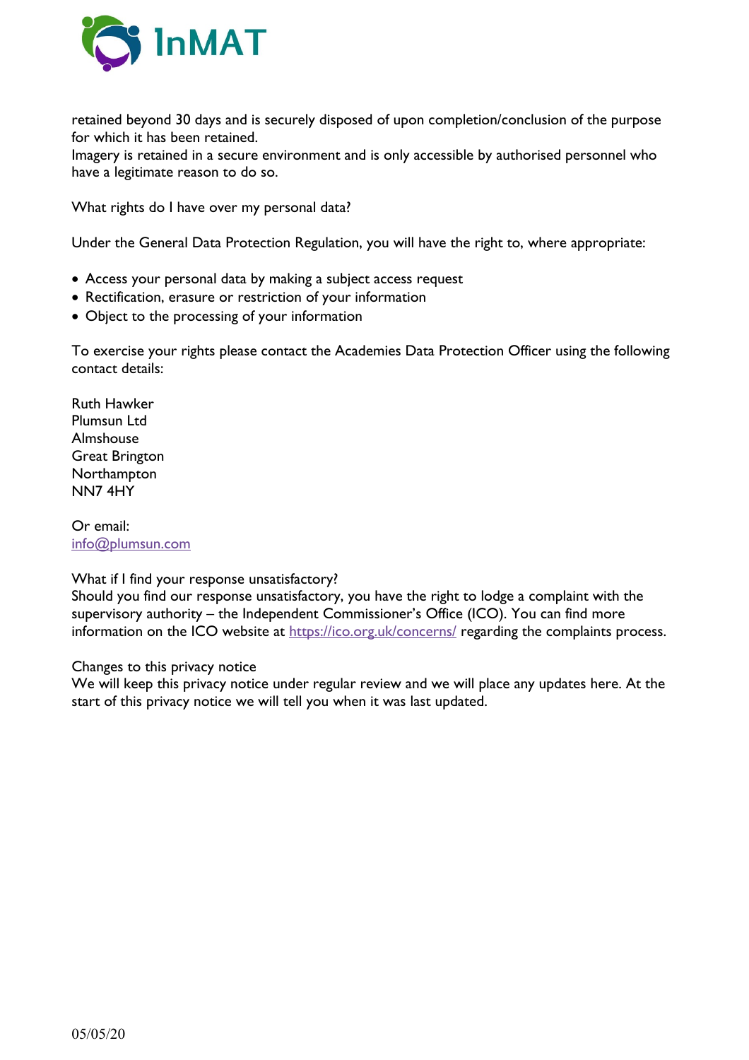retained beyond 30 days and is securely disposed of upon completion/conclusion of the purpose for which it has been retained.
Imagery is retained in a secure environment and is only accessible by authorised personnel who have a legitimate reason to do so.

What rights do I have over my personal data?

Under the General Data Protection Regulation, you will have the right to, where appropriate:

- Access your personal data by making a subject access request
- Rectification, erasure or restriction of your information
- Object to the processing of your information

To exercise your rights please contact the Academies Data Protection Officer using the following contact details:

Ruth Hawker
Plumsun Ltd
Almshouse
Great Brington
Northampton
NN7 4HY

Or email:
info@plumsun.com

What if I find your response unsatisfactory?
Should you find our response unsatisfactory, you have the right to lodge a complaint with the supervisory authority – the Independent Commissioner's Office (ICO). You can find more information on the ICO website at https://ico.org.uk/concerns/ regarding the complaints process.

Changes to this privacy notice
We will keep this privacy notice under regular review and we will place any updates here. At the start of this privacy notice we will tell you when it was last updated.

05/05/20